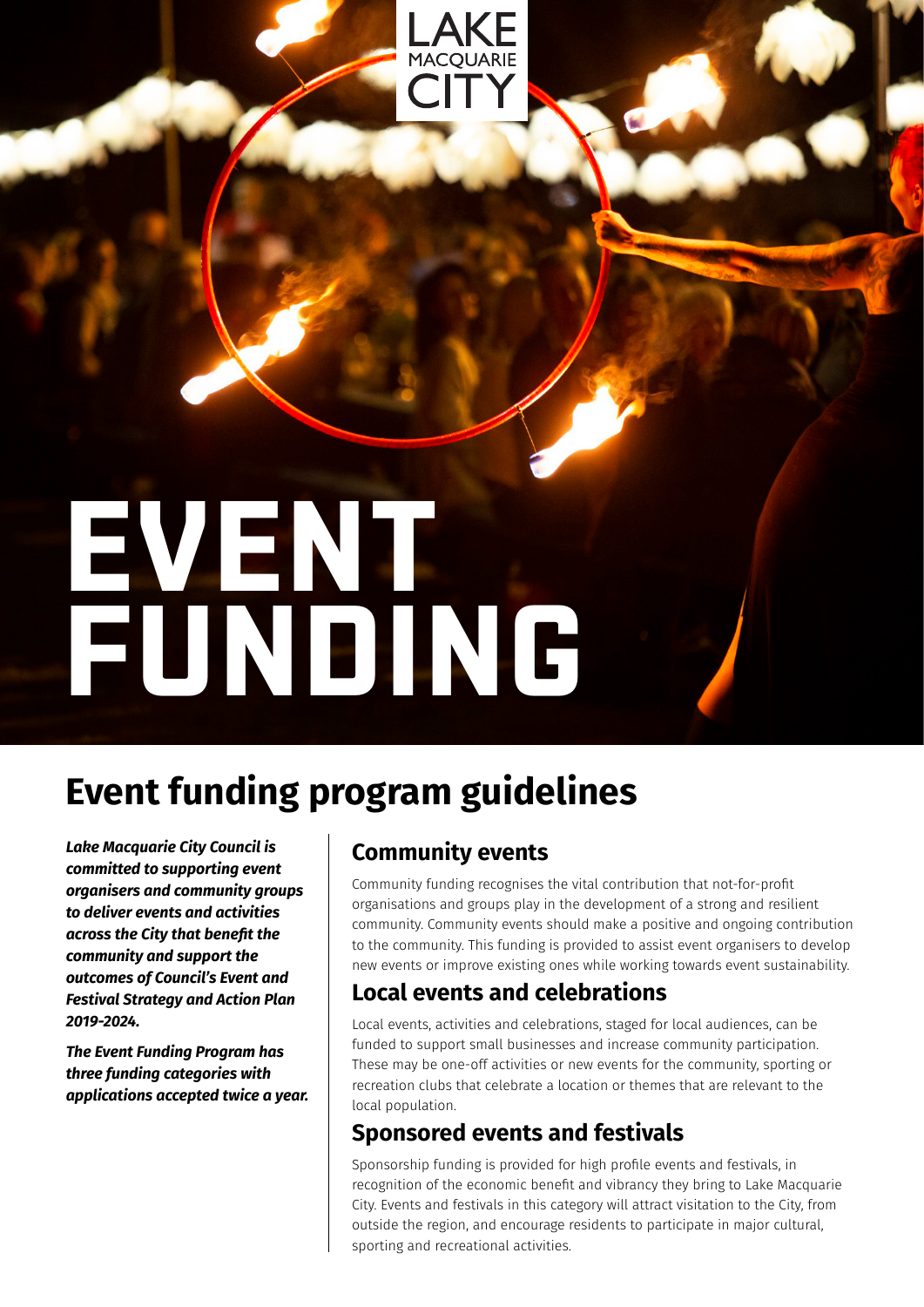LAKE MACQUARIE CITY

# EVENT FUNDING

## Event funding program guidelines

***Lake Macquarie City Council is committed to supporting event organisers and community groups to deliver events and activities across the City that benefit the community and support the outcomes of Council's Event and Festival Strategy and Action Plan 2019-2024.***

***The Event Funding Program has three funding categories with applications accepted twice a year.***

### Community events

Community funding recognises the vital contribution that not-for-profit organisations and groups play in the development of a strong and resilient community. Community events should make a positive and ongoing contribution to the community. This funding is provided to assist event organisers to develop new events or improve existing ones while working towards event sustainability.

### Local events and celebrations

Local events, activities and celebrations, staged for local audiences, can be funded to support small businesses and increase community participation. These may be one-off activities or new events for the community, sporting or recreation clubs that celebrate a location or themes that are relevant to the local population.

### Sponsored events and festivals

Sponsorship funding is provided for high profile events and festivals, in recognition of the economic benefit and vibrancy they bring to Lake Macquarie City. Events and festivals in this category will attract visitation to the City, from outside the region, and encourage residents to participate in major cultural, sporting and recreational activities.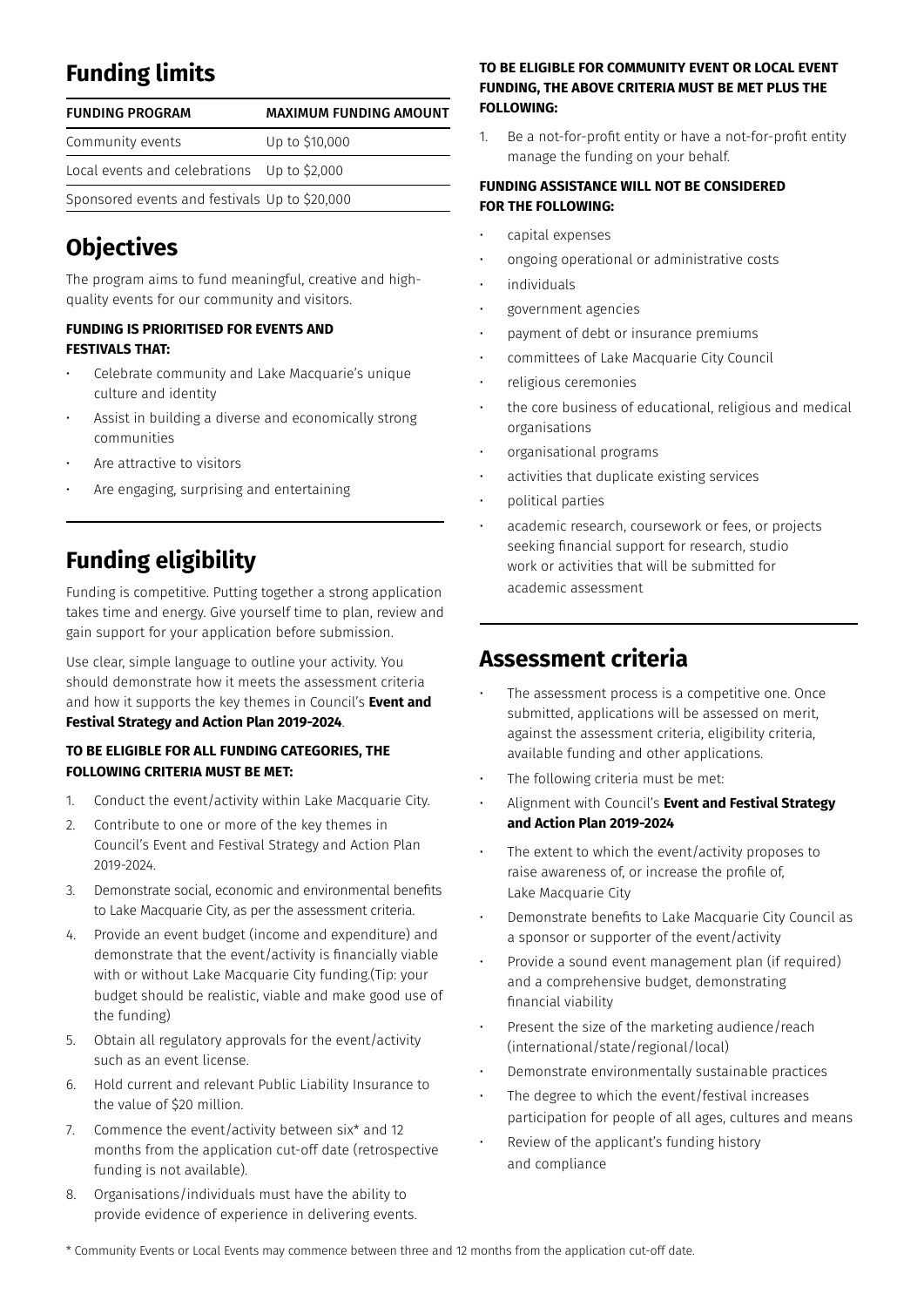## Funding limits

| FUNDING PROGRAM | MAXIMUM FUNDING AMOUNT |
|---|---|
| Community events | Up to $10,000 |
| Local events and celebrations | Up to $2,000 |
| Sponsored events and festivals | Up to $20,000 |

## Objectives

The program aims to fund meaningful, creative and high-quality events for our community and visitors.

**FUNDING IS PRIORITISED FOR EVENTS AND FESTIVALS THAT:**

- Celebrate community and Lake Macquarie's unique culture and identity
- Assist in building a diverse and economically strong communities
- Are attractive to visitors
- Are engaging, surprising and entertaining

## Funding eligibility

Funding is competitive. Putting together a strong application takes time and energy. Give yourself time to plan, review and gain support for your application before submission.

Use clear, simple language to outline your activity. You should demonstrate how it meets the assessment criteria and how it supports the key themes in Council's **Event and Festival Strategy and Action Plan 2019-2024**.

**TO BE ELIGIBLE FOR ALL FUNDING CATEGORIES, THE FOLLOWING CRITERIA MUST BE MET:**

1. Conduct the event/activity within Lake Macquarie City.
2. Contribute to one or more of the key themes in Council's Event and Festival Strategy and Action Plan 2019-2024.
3. Demonstrate social, economic and environmental benefits to Lake Macquarie City, as per the assessment criteria.
4. Provide an event budget (income and expenditure) and demonstrate that the event/activity is financially viable with or without Lake Macquarie City funding.(Tip: your budget should be realistic, viable and make good use of the funding)
5. Obtain all regulatory approvals for the event/activity such as an event license.
6. Hold current and relevant Public Liability Insurance to the value of $20 million.
7. Commence the event/activity between six* and 12 months from the application cut-off date (retrospective funding is not available).
8. Organisations/individuals must have the ability to provide evidence of experience in delivering events.

**TO BE ELIGIBLE FOR COMMUNITY EVENT OR LOCAL EVENT FUNDING, THE ABOVE CRITERIA MUST BE MET PLUS THE FOLLOWING:**

1. Be a not-for-profit entity or have a not-for-profit entity manage the funding on your behalf.

**FUNDING ASSISTANCE WILL NOT BE CONSIDERED FOR THE FOLLOWING:**

- capital expenses
- ongoing operational or administrative costs
- individuals
- government agencies
- payment of debt or insurance premiums
- committees of Lake Macquarie City Council
- religious ceremonies
- the core business of educational, religious and medical organisations
- organisational programs
- activities that duplicate existing services
- political parties
- academic research, coursework or fees, or projects seeking financial support for research, studio work or activities that will be submitted for academic assessment

## Assessment criteria

- The assessment process is a competitive one. Once submitted, applications will be assessed on merit, against the assessment criteria, eligibility criteria, available funding and other applications.
- The following criteria must be met:
- Alignment with Council's **Event and Festival Strategy and Action Plan 2019-2024**
- The extent to which the event/activity proposes to raise awareness of, or increase the profile of, Lake Macquarie City
- Demonstrate benefits to Lake Macquarie City Council as a sponsor or supporter of the event/activity
- Provide a sound event management plan (if required) and a comprehensive budget, demonstrating financial viability
- Present the size of the marketing audience/reach (international/state/regional/local)
- Demonstrate environmentally sustainable practices
- The degree to which the event/festival increases participation for people of all ages, cultures and means
- Review of the applicant's funding history and compliance

\* Community Events or Local Events may commence between three and 12 months from the application cut-off date.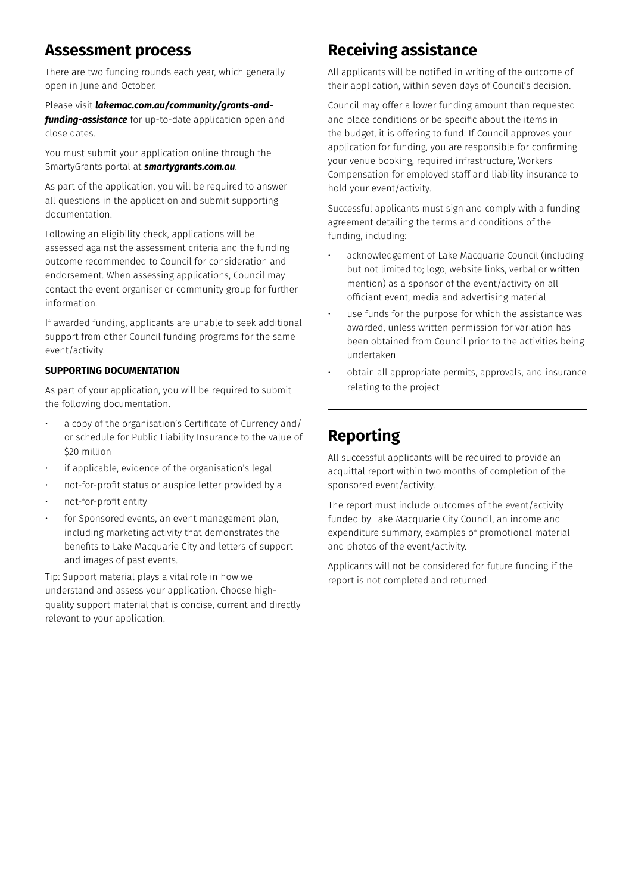## Assessment process

There are two funding rounds each year, which generally open in June and October.

Please visit ***lakemac.com.au/community/grants-and-funding-assistance*** for up-to-date application open and close dates.

You must submit your application online through the SmartyGrants portal at ***smartygrants.com.au***.

As part of the application, you will be required to answer all questions in the application and submit supporting documentation.

Following an eligibility check, applications will be assessed against the assessment criteria and the funding outcome recommended to Council for consideration and endorsement. When assessing applications, Council may contact the event organiser or community group for further information.

If awarded funding, applicants are unable to seek additional support from other Council funding programs for the same event/activity.

**SUPPORTING DOCUMENTATION**

As part of your application, you will be required to submit the following documentation.

- a copy of the organisation's Certificate of Currency and/ or schedule for Public Liability Insurance to the value of $20 million
- if applicable, evidence of the organisation's legal
- not-for-profit status or auspice letter provided by a
- not-for-profit entity
- for Sponsored events, an event management plan, including marketing activity that demonstrates the benefits to Lake Macquarie City and letters of support and images of past events.

Tip: Support material plays a vital role in how we understand and assess your application. Choose high-quality support material that is concise, current and directly relevant to your application.

## Receiving assistance

All applicants will be notified in writing of the outcome of their application, within seven days of Council's decision.

Council may offer a lower funding amount than requested and place conditions or be specific about the items in the budget, it is offering to fund. If Council approves your application for funding, you are responsible for confirming your venue booking, required infrastructure, Workers Compensation for employed staff and liability insurance to hold your event/activity.

Successful applicants must sign and comply with a funding agreement detailing the terms and conditions of the funding, including:

- acknowledgement of Lake Macquarie Council (including but not limited to; logo, website links, verbal or written mention) as a sponsor of the event/activity on all officiant event, media and advertising material
- use funds for the purpose for which the assistance was awarded, unless written permission for variation has been obtained from Council prior to the activities being undertaken
- obtain all appropriate permits, approvals, and insurance relating to the project

## Reporting

All successful applicants will be required to provide an acquittal report within two months of completion of the sponsored event/activity.

The report must include outcomes of the event/activity funded by Lake Macquarie City Council, an income and expenditure summary, examples of promotional material and photos of the event/activity.

Applicants will not be considered for future funding if the report is not completed and returned.